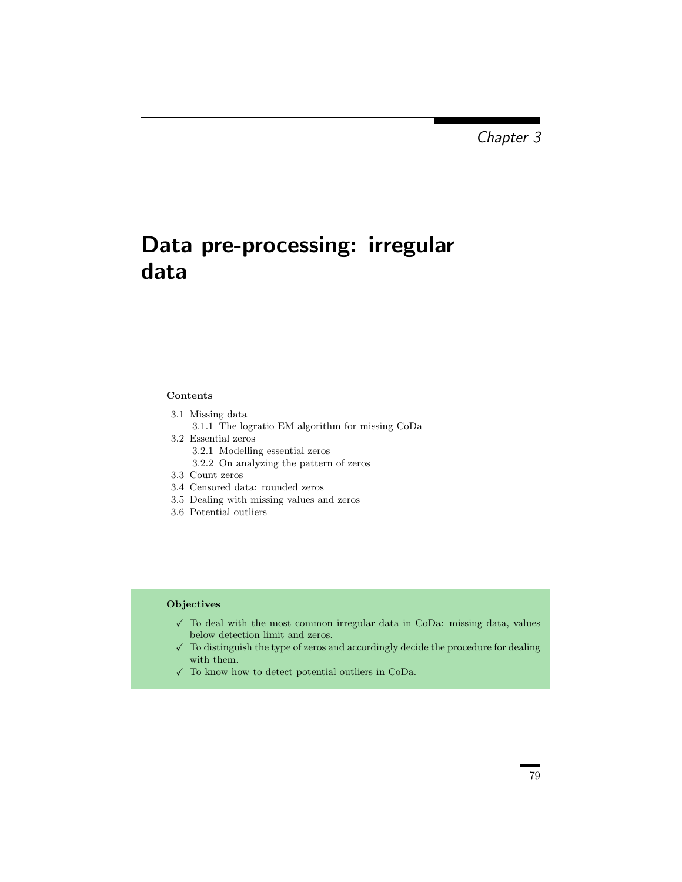*Chapter 3*

# Data pre-processing: irregular data

**Contents**

- 3.1 Missing data
  - 3.1.1 The logratio EM algorithm for missing CoDa
- 3.2 Essential zeros
  - 3.2.1 Modelling essential zeros
  - 3.2.2 On analyzing the pattern of zeros
- 3.3 Count zeros
- 3.4 Censored data: rounded zeros
- 3.5 Dealing with missing values and zeros
- 3.6 Potential outliers

**Objectives**

- ✓ To deal with the most common irregular data in CoDa: missing data, values below detection limit and zeros.
- ✓ To distinguish the type of zeros and accordingly decide the procedure for dealing with them.
- ✓ To know how to detect potential outliers in CoDa.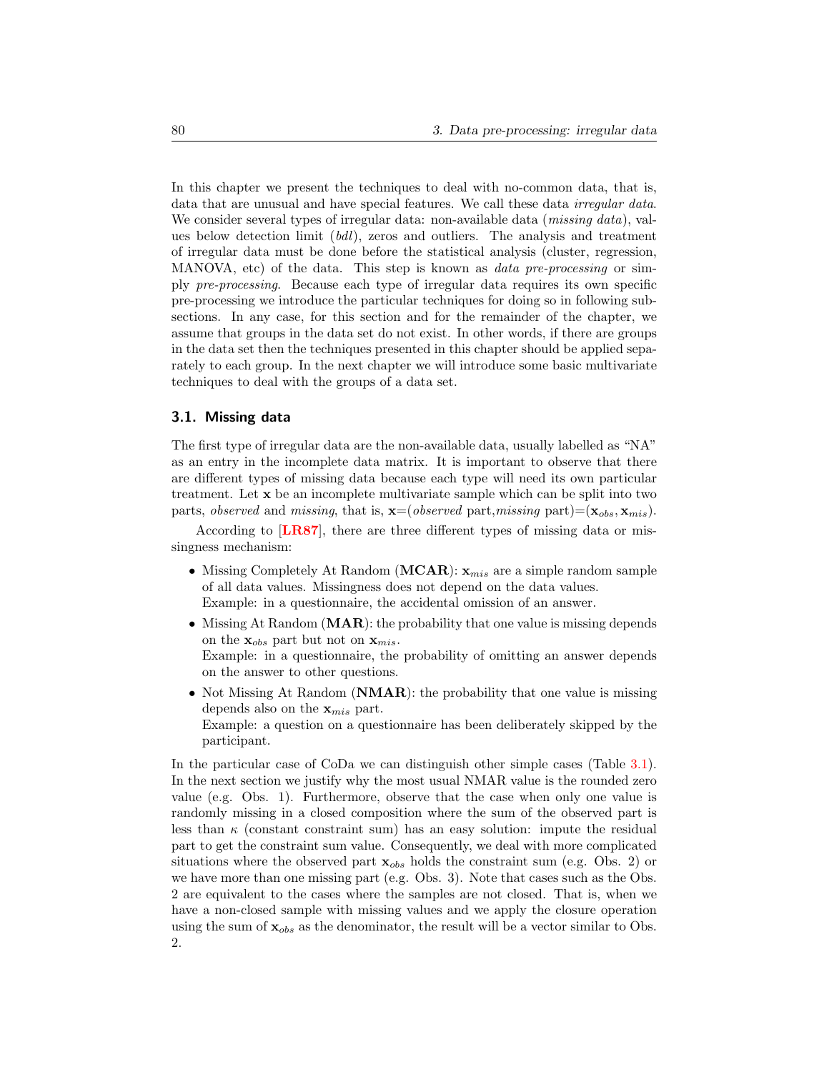In this chapter we present the techniques to deal with no-common data, that is, data that are unusual and have special features. We call these data *irregular data*. We consider several types of irregular data: non-available data (*missing data*), values below detection limit (*bdl*), zeros and outliers. The analysis and treatment of irregular data must be done before the statistical analysis (cluster, regression, MANOVA, etc) of the data. This step is known as *data pre-processing* or simply *pre-processing*. Because each type of irregular data requires its own specific pre-processing we introduce the particular techniques for doing so in following subsections. In any case, for this section and for the remainder of the chapter, we assume that groups in the data set do not exist. In other words, if there are groups in the data set then the techniques presented in this chapter should be applied separately to each group. In the next chapter we will introduce some basic multivariate techniques to deal with the groups of a data set.

## 3.1. Missing data

The first type of irregular data are the non-available data, usually labelled as "NA" as an entry in the incomplete data matrix. It is important to observe that there are different types of missing data because each type will need its own particular treatment. Let $\mathbf{x}$ be an incomplete multivariate sample which can be split into two parts, *observed* and *missing*, that is, $\mathbf{x}$=(*observed* part,*missing* part)=($\mathbf{x}_{obs}, \mathbf{x}_{mis}$).

According to [**LR87**], there are three different types of missing data or missingness mechanism:

- Missing Completely At Random (**MCAR**): $\mathbf{x}_{mis}$ are a simple random sample of all data values. Missingness does not depend on the data values.
  Example: in a questionnaire, the accidental omission of an answer.
- Missing At Random (**MAR**): the probability that one value is missing depends on the $\mathbf{x}_{obs}$ part but not on $\mathbf{x}_{mis}$.
  Example: in a questionnaire, the probability of omitting an answer depends on the answer to other questions.
- Not Missing At Random (**NMAR**): the probability that one value is missing depends also on the $\mathbf{x}_{mis}$ part.
  Example: a question on a questionnaire has been deliberately skipped by the participant.

In the particular case of CoDa we can distinguish other simple cases (Table 3.1). In the next section we justify why the most usual NMAR value is the rounded zero value (e.g. Obs. 1). Furthermore, observe that the case when only one value is randomly missing in a closed composition where the sum of the observed part is less than $\kappa$ (constant constraint sum) has an easy solution: impute the residual part to get the constraint sum value. Consequently, we deal with more complicated situations where the observed part $\mathbf{x}_{obs}$ holds the constraint sum (e.g. Obs. 2) or we have more than one missing part (e.g. Obs. 3). Note that cases such as the Obs. 2 are equivalent to the cases where the samples are not closed. That is, when we have a non-closed sample with missing values and we apply the closure operation using the sum of $\mathbf{x}_{obs}$ as the denominator, the result will be a vector similar to Obs. 2.